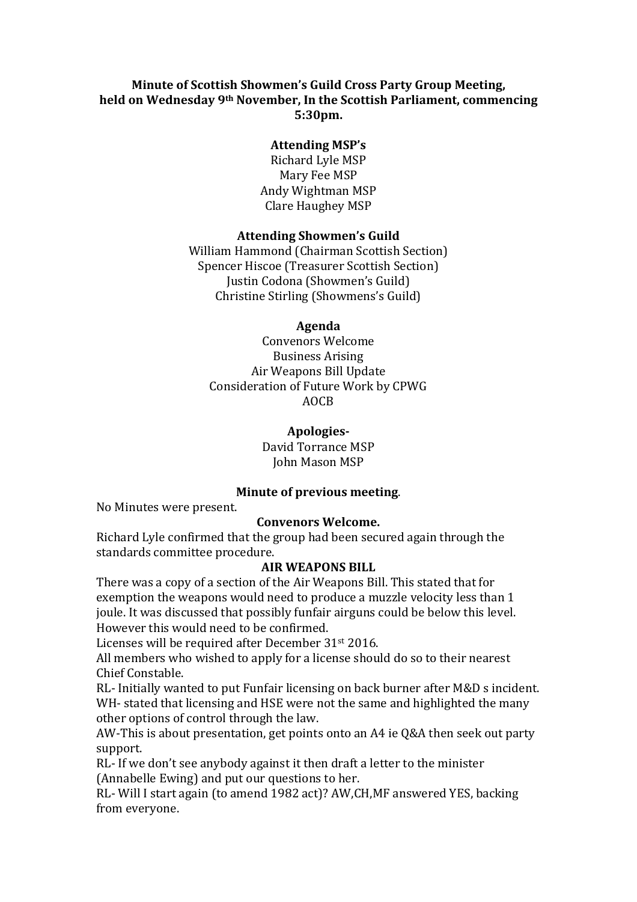**Minute of Scottish Showmen's Guild Cross Party Group Meeting, held on Wednesday 9th November, In the Scottish Parliament, commencing 5:30pm.**

**Attending MSP's**

Richard Lyle MSP
Mary Fee MSP
Andy Wightman MSP
Clare Haughey MSP

**Attending Showmen's Guild**

William Hammond (Chairman Scottish Section)
Spencer Hiscoe (Treasurer Scottish Section)
Justin Codona (Showmen's Guild)
Christine Stirling (Showmens's Guild)

**Agenda**

Convenors Welcome
Business Arising
Air Weapons Bill Update
Consideration of Future Work by CPWG
AOCB

**Apologies-**

David Torrance MSP
John Mason MSP

**Minute of previous meeting**.

No Minutes were present.

**Convenors Welcome.**

Richard Lyle confirmed that the group had been secured again through the standards committee procedure.

**AIR WEAPONS BILL**

There was a copy of a section of the Air Weapons Bill. This stated that for exemption the weapons would need to produce a muzzle velocity less than 1 joule. It was discussed that possibly funfair airguns could be below this level. However this would need to be confirmed.

Licenses will be required after December 31st 2016.

All members who wished to apply for a license should do so to their nearest Chief Constable.

RL- Initially wanted to put Funfair licensing on back burner after M&D s incident.

WH- stated that licensing and HSE were not the same and highlighted the many other options of control through the law.

AW-This is about presentation, get points onto an A4 ie Q&A then seek out party support.

RL- If we don't see anybody against it then draft a letter to the minister (Annabelle Ewing) and put our questions to her.

RL- Will I start again (to amend 1982 act)? AW,CH,MF answered YES, backing from everyone.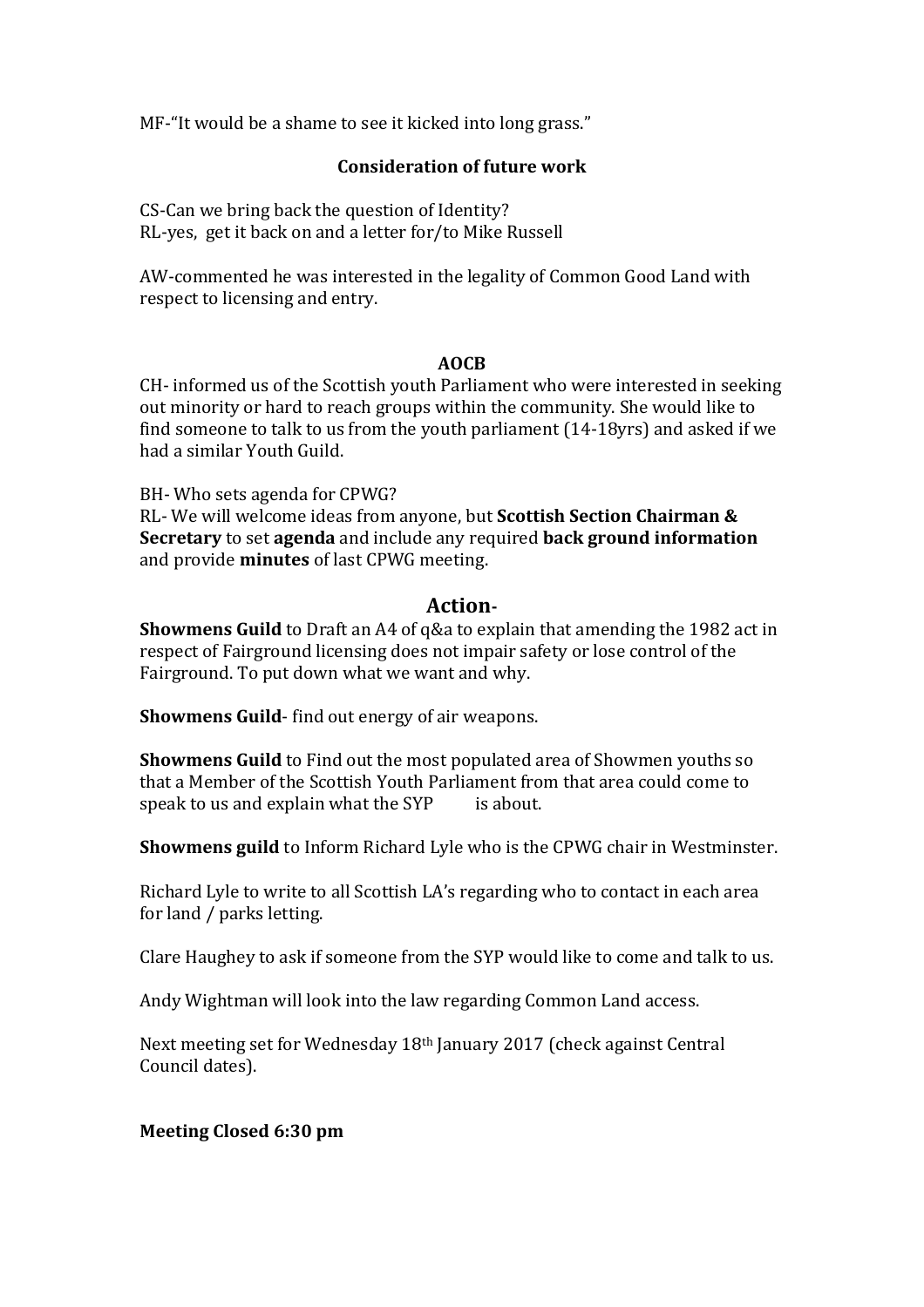MF-"It would be a shame to see it kicked into long grass."

**Consideration of future work**

CS-Can we bring back the question of Identity?
RL-yes, get it back on and a letter for/to Mike Russell

AW-commented he was interested in the legality of Common Good Land with respect to licensing and entry.

**AOCB**

CH- informed us of the Scottish youth Parliament who were interested in seeking out minority or hard to reach groups within the community. She would like to find someone to talk to us from the youth parliament (14-18yrs) and asked if we had a similar Youth Guild.

BH- Who sets agenda for CPWG?
RL- We will welcome ideas from anyone, but **Scottish Section Chairman & Secretary** to set **agenda** and include any required **back ground information** and provide **minutes** of last CPWG meeting.

## Action-

**Showmens Guild** to Draft an A4 of q&a to explain that amending the 1982 act in respect of Fairground licensing does not impair safety or lose control of the Fairground. To put down what we want and why.

**Showmens Guild**- find out energy of air weapons.

**Showmens Guild** to Find out the most populated area of Showmen youths so that a Member of the Scottish Youth Parliament from that area could come to speak to us and explain what the SYP is about.

**Showmens guild** to Inform Richard Lyle who is the CPWG chair in Westminster.

Richard Lyle to write to all Scottish LA's regarding who to contact in each area for land / parks letting.

Clare Haughey to ask if someone from the SYP would like to come and talk to us.

Andy Wightman will look into the law regarding Common Land access.

Next meeting set for Wednesday 18th January 2017 (check against Central Council dates).

**Meeting Closed 6:30 pm**